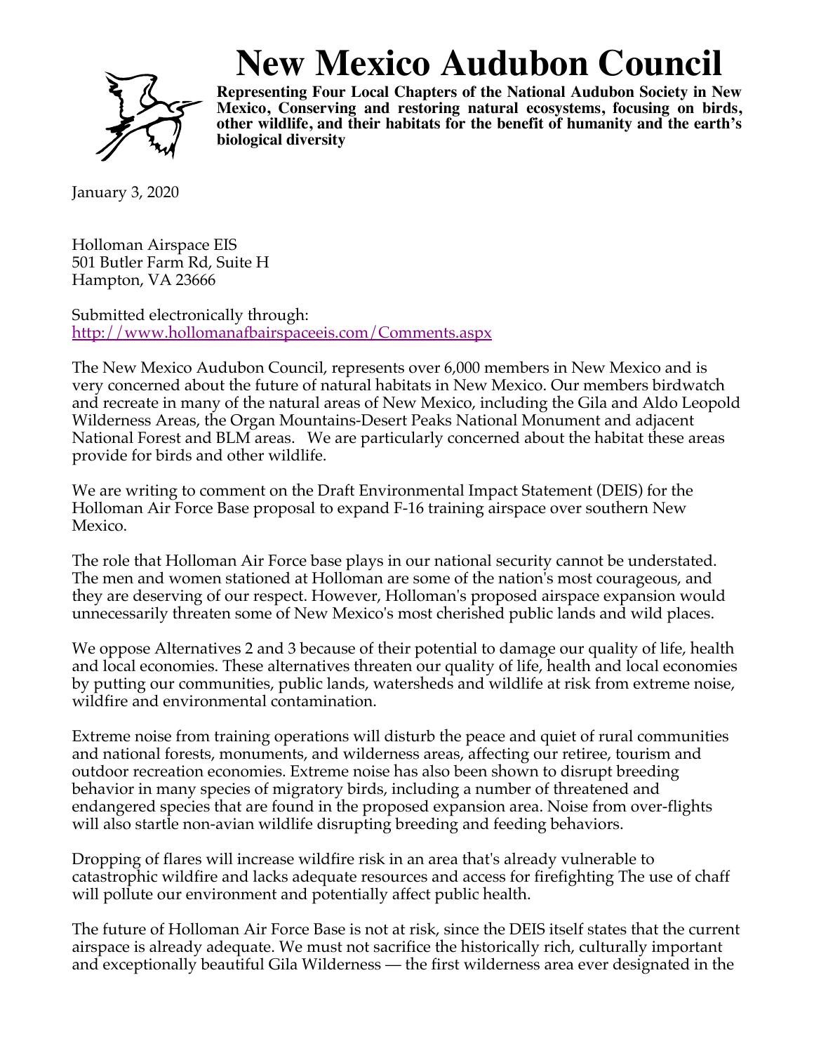# New Mexico Audubon Council

**Representing Four Local Chapters of the National Audubon Society in New Mexico, Conserving and restoring natural ecosystems, focusing on birds, other wildlife, and their habitats for the benefit of humanity and the earth's biological diversity**

January 3, 2020

Holloman Airspace EIS
501 Butler Farm Rd, Suite H
Hampton, VA 23666

Submitted electronically through:
http://www.hollomanafbairspaceeis.com/Comments.aspx

The New Mexico Audubon Council, represents over 6,000 members in New Mexico and is very concerned about the future of natural habitats in New Mexico. Our members birdwatch and recreate in many of the natural areas of New Mexico, including the Gila and Aldo Leopold Wilderness Areas, the Organ Mountains-Desert Peaks National Monument and adjacent National Forest and BLM areas. We are particularly concerned about the habitat these areas provide for birds and other wildlife.

We are writing to comment on the Draft Environmental Impact Statement (DEIS) for the Holloman Air Force Base proposal to expand F-16 training airspace over southern New Mexico.

The role that Holloman Air Force base plays in our national security cannot be understated. The men and women stationed at Holloman are some of the nation's most courageous, and they are deserving of our respect. However, Holloman's proposed airspace expansion would unnecessarily threaten some of New Mexico's most cherished public lands and wild places.

We oppose Alternatives 2 and 3 because of their potential to damage our quality of life, health and local economies. These alternatives threaten our quality of life, health and local economies by putting our communities, public lands, watersheds and wildlife at risk from extreme noise, wildfire and environmental contamination.

Extreme noise from training operations will disturb the peace and quiet of rural communities and national forests, monuments, and wilderness areas, affecting our retiree, tourism and outdoor recreation economies. Extreme noise has also been shown to disrupt breeding behavior in many species of migratory birds, including a number of threatened and endangered species that are found in the proposed expansion area. Noise from over-flights will also startle non-avian wildlife disrupting breeding and feeding behaviors.

Dropping of flares will increase wildfire risk in an area that's already vulnerable to catastrophic wildfire and lacks adequate resources and access for firefighting The use of chaff will pollute our environment and potentially affect public health.

The future of Holloman Air Force Base is not at risk, since the DEIS itself states that the current airspace is already adequate. We must not sacrifice the historically rich, culturally important and exceptionally beautiful Gila Wilderness — the first wilderness area ever designated in the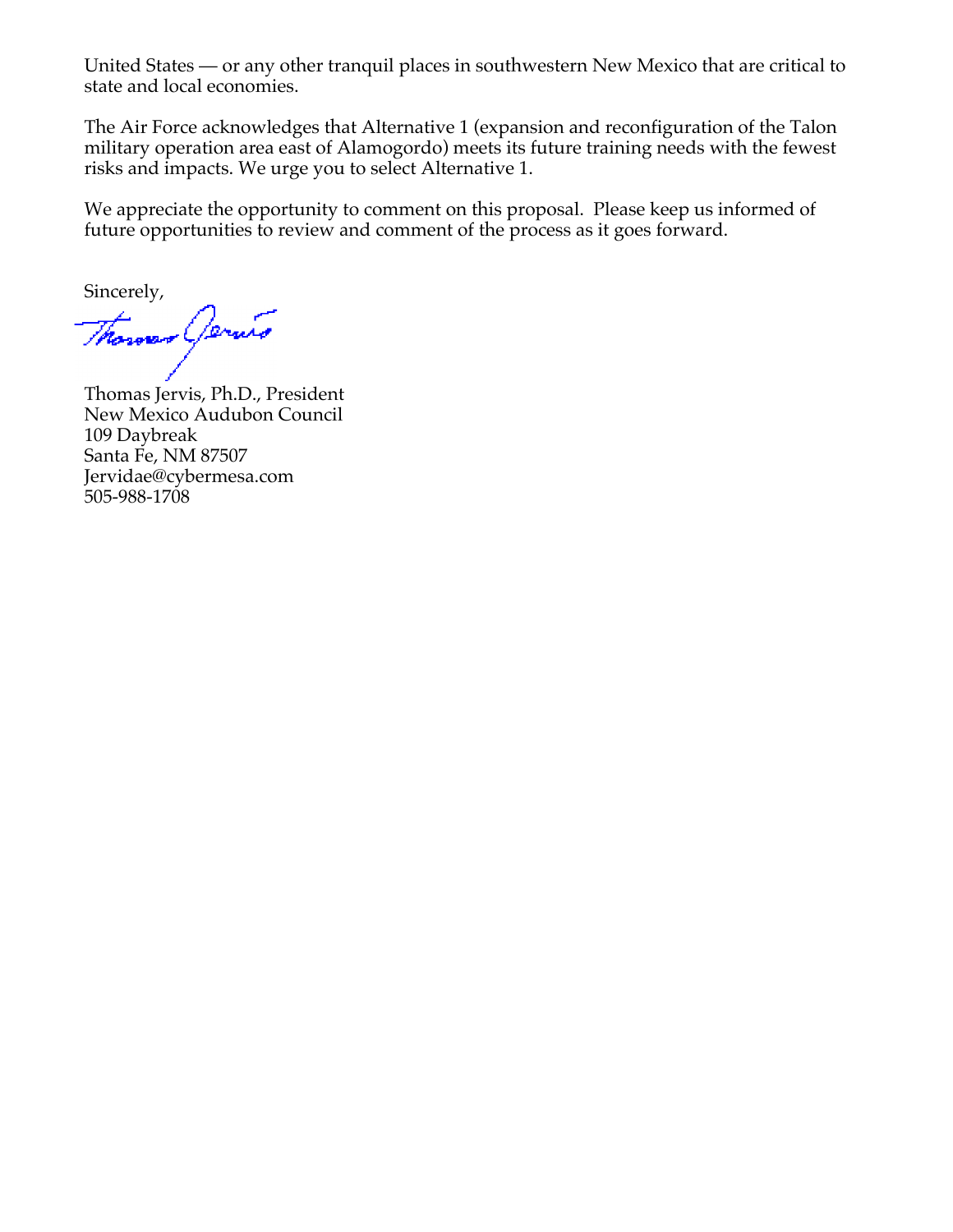United States — or any other tranquil places in southwestern New Mexico that are critical to state and local economies.

The Air Force acknowledges that Alternative 1 (expansion and reconfiguration of the Talon military operation area east of Alamogordo) meets its future training needs with the fewest risks and impacts. We urge you to select Alternative 1.

We appreciate the opportunity to comment on this proposal. Please keep us informed of future opportunities to review and comment of the process as it goes forward.

Sincerely,

Thomas Jervis, Ph.D., President
New Mexico Audubon Council
109 Daybreak
Santa Fe, NM 87507
Jervidae@cybermesa.com
505-988-1708